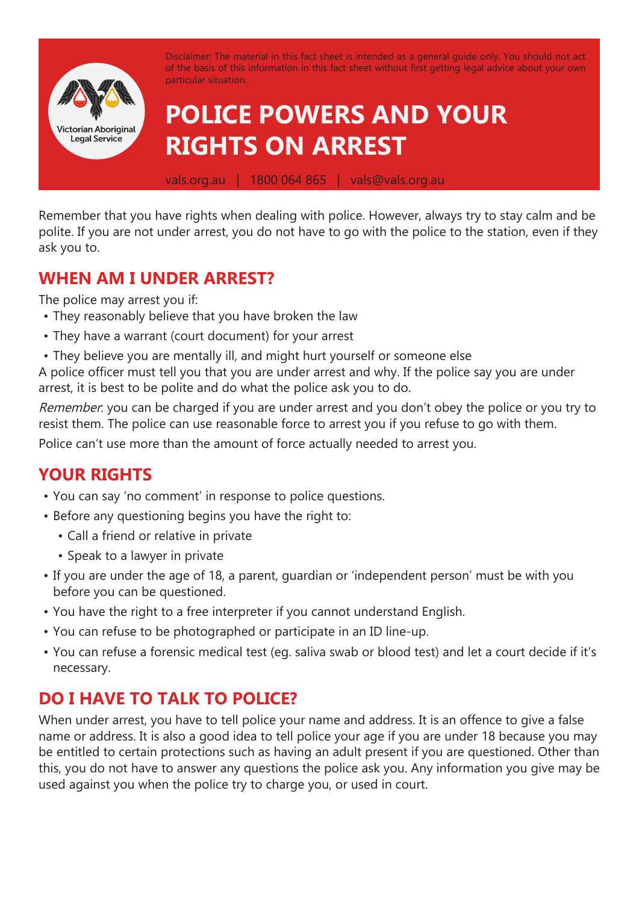Victorian Aboriginal Legal Service

Disclaimer: The material in this fact sheet is intended as a general guide only. You should not act of the basis of this information in this fact sheet without first getting legal advice about your own particular situation.

# POLICE POWERS AND YOUR RIGHTS ON ARREST

vals.org.au | 1800 064 865 | vals@vals.org.au

Remember that you have rights when dealing with police. However, always try to stay calm and be polite. If you are not under arrest, you do not have to go with the police to the station, even if they ask you to.

## WHEN AM I UNDER ARREST?

The police may arrest you if:

- They reasonably believe that you have broken the law
- They have a warrant (court document) for your arrest
- They believe you are mentally ill, and might hurt yourself or someone else

A police officer must tell you that you are under arrest and why. If the police say you are under arrest, it is best to be polite and do what the police ask you to do.

*Remember*: you can be charged if you are under arrest and you don't obey the police or you try to resist them. The police can use reasonable force to arrest you if you refuse to go with them.

Police can't use more than the amount of force actually needed to arrest you.

## YOUR RIGHTS

- You can say 'no comment' in response to police questions.
- Before any questioning begins you have the right to:
  - Call a friend or relative in private
  - Speak to a lawyer in private
- If you are under the age of 18, a parent, guardian or 'independent person' must be with you before you can be questioned.
- You have the right to a free interpreter if you cannot understand English.
- You can refuse to be photographed or participate in an ID line-up.
- You can refuse a forensic medical test (eg. saliva swab or blood test) and let a court decide if it's necessary.

## DO I HAVE TO TALK TO POLICE?

When under arrest, you have to tell police your name and address. It is an offence to give a false name or address. It is also a good idea to tell police your age if you are under 18 because you may be entitled to certain protections such as having an adult present if you are questioned. Other than this, you do not have to answer any questions the police ask you. Any information you give may be used against you when the police try to charge you, or used in court.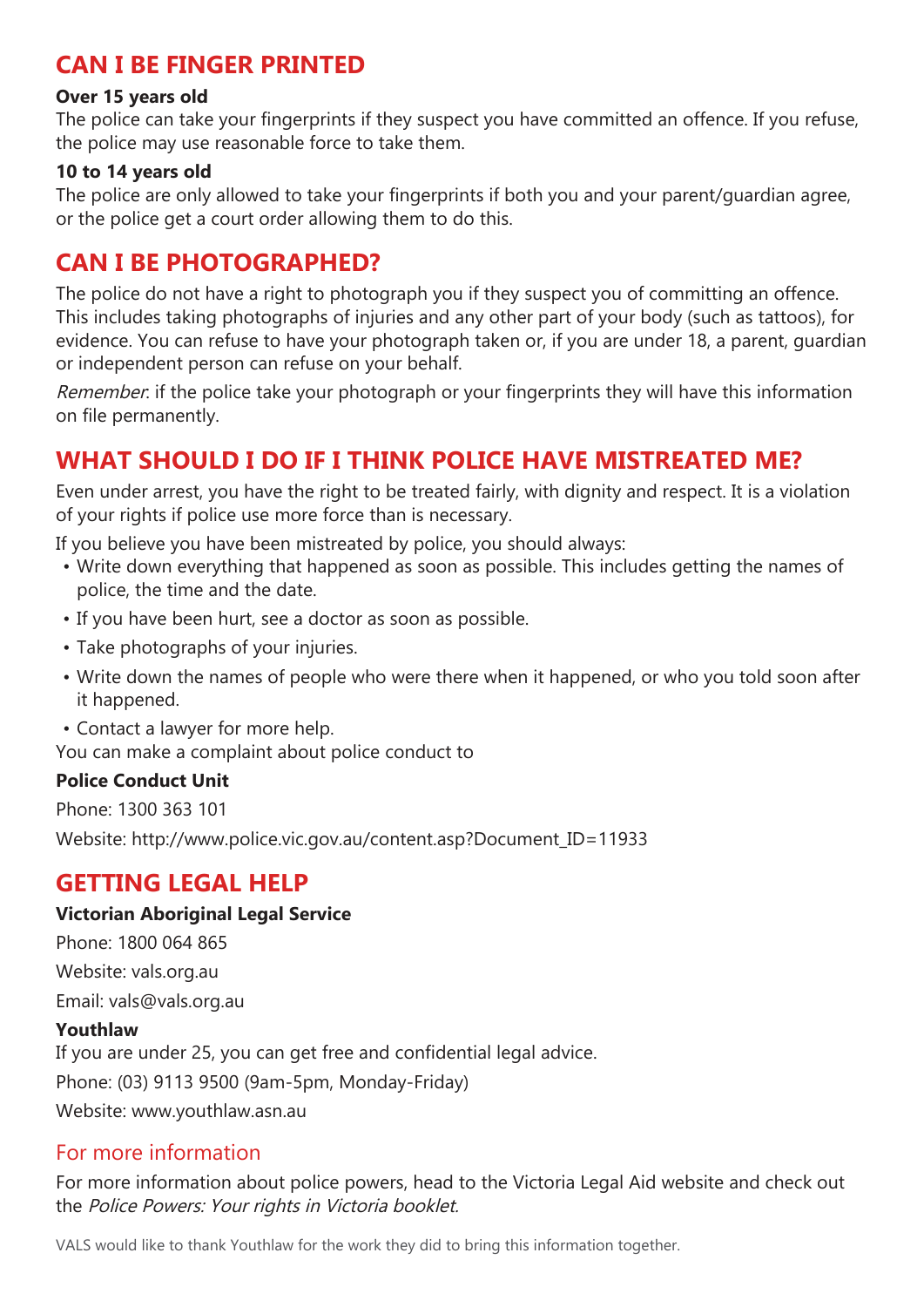## CAN I BE FINGER PRINTED

**Over 15 years old**

The police can take your fingerprints if they suspect you have committed an offence. If you refuse, the police may use reasonable force to take them.

**10 to 14 years old**

The police are only allowed to take your fingerprints if both you and your parent/guardian agree, or the police get a court order allowing them to do this.

## CAN I BE PHOTOGRAPHED?

The police do not have a right to photograph you if they suspect you of committing an offence. This includes taking photographs of injuries and any other part of your body (such as tattoos), for evidence. You can refuse to have your photograph taken or, if you are under 18, a parent, guardian or independent person can refuse on your behalf.

*Remember*: if the police take your photograph or your fingerprints they will have this information on file permanently.

## WHAT SHOULD I DO IF I THINK POLICE HAVE MISTREATED ME?

Even under arrest, you have the right to be treated fairly, with dignity and respect. It is a violation of your rights if police use more force than is necessary.

If you believe you have been mistreated by police, you should always:

- Write down everything that happened as soon as possible. This includes getting the names of police, the time and the date.
- If you have been hurt, see a doctor as soon as possible.
- Take photographs of your injuries.
- Write down the names of people who were there when it happened, or who you told soon after it happened.
- Contact a lawyer for more help.

You can make a complaint about police conduct to

**Police Conduct Unit**

Phone: 1300 363 101

Website: http://www.police.vic.gov.au/content.asp?Document_ID=11933

## GETTING LEGAL HELP

**Victorian Aboriginal Legal Service**

Phone: 1800 064 865

Website: vals.org.au

Email: vals@vals.org.au

**Youthlaw**

If you are under 25, you can get free and confidential legal advice.

Phone: (03) 9113 9500 (9am-5pm, Monday-Friday)

Website: www.youthlaw.asn.au

### For more information

For more information about police powers, head to the Victoria Legal Aid website and check out the *Police Powers: Your rights in Victoria booklet.*

VALS would like to thank Youthlaw for the work they did to bring this information together.